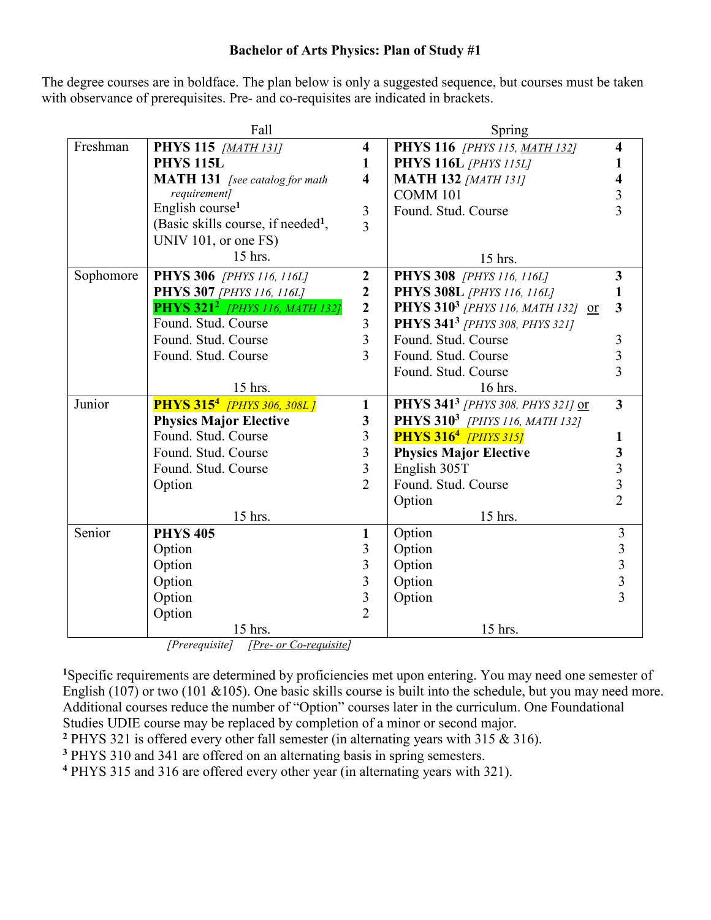**Bachelor of Arts Physics: Plan of Study #1**

The degree courses are in boldface. The plan below is only a suggested sequence, but courses must be taken with observance of prerequisites. Pre- and co-requisites are indicated in brackets.

| | Fall | | Spring | |
|---|---|---|---|---|
| Freshman | **PHYS 115** *[MATH 131]* | **4** | **PHYS 116** *[PHYS 115, MATH 132]* | **4** |
| | **PHYS 115L** | **1** | **PHYS 116L** *[PHYS 115L]* | **1** |
| | **MATH 131** *[see catalog for math requirement]* | **4** | **MATH 132** *[MATH 131]* | **4** |
| | English course[1] | 3 | COMM 101 | 3 |
| | (Basic skills course, if needed[1], UNIV 101, or one FS) | 3 | Found. Stud. Course | 3 |
| | 15 hrs. | | 15 hrs. | |
| Sophomore | **PHYS 306** *[PHYS 116, 116L]* | **2** | **PHYS 308** *[PHYS 116, 116L]* | **3** |
| | **PHYS 307** *[PHYS 116, 116L]* | **2** | **PHYS 308L** *[PHYS 116, 116L]* | **1** |
| | **PHYS 321[2]** *[PHYS 116, MATH 132]* | **2** | **PHYS 310[3]** *[PHYS 116, MATH 132]* or **PHYS 341[3]** *[PHYS 308, PHYS 321]* | **3** |
| | Found. Stud. Course | 3 | Found. Stud. Course | 3 |
| | Found. Stud. Course | 3 | Found. Stud. Course | 3 |
| | Found. Stud. Course | 3 | Found. Stud. Course | 3 |
| | 15 hrs. | | 16 hrs. | |
| Junior | **PHYS 315[4]** *[PHYS 306, 308L]* | **1** | **PHYS 341[3]** *[PHYS 308, PHYS 321]* or **PHYS 310[3]** *[PHYS 116, MATH 132]* | **3** |
| | **Physics Major Elective** | **3** | **PHYS 316[4]** *[PHYS 315]* | **1** |
| | Found. Stud. Course | 3 | **Physics Major Elective** | **3** |
| | Found. Stud. Course | 3 | English 305T | 3 |
| | Found. Stud. Course | 3 | Found. Stud. Course | 3 |
| | Option | 2 | Option | 2 |
| | 15 hrs. | | 15 hrs. | |
| Senior | **PHYS 405** | **1** | Option | 3 |
| | Option | 3 | Option | 3 |
| | Option | 3 | Option | 3 |
| | Option | 3 | Option | 3 |
| | Option | 3 | Option | 3 |
| | Option | 2 | | |
| | 15 hrs. | | 15 hrs. | |

*[Prerequisite]* *[Pre- or Co-requisite]*

[1]Specific requirements are determined by proficiencies met upon entering. You may need one semester of English (107) or two (101 &105). One basic skills course is built into the schedule, but you may need more. Additional courses reduce the number of "Option" courses later in the curriculum. One Foundational Studies UDIE course may be replaced by completion of a minor or second major.

[2] PHYS 321 is offered every other fall semester (in alternating years with 315 & 316).

[3] PHYS 310 and 341 are offered on an alternating basis in spring semesters.

[4] PHYS 315 and 316 are offered every other year (in alternating years with 321).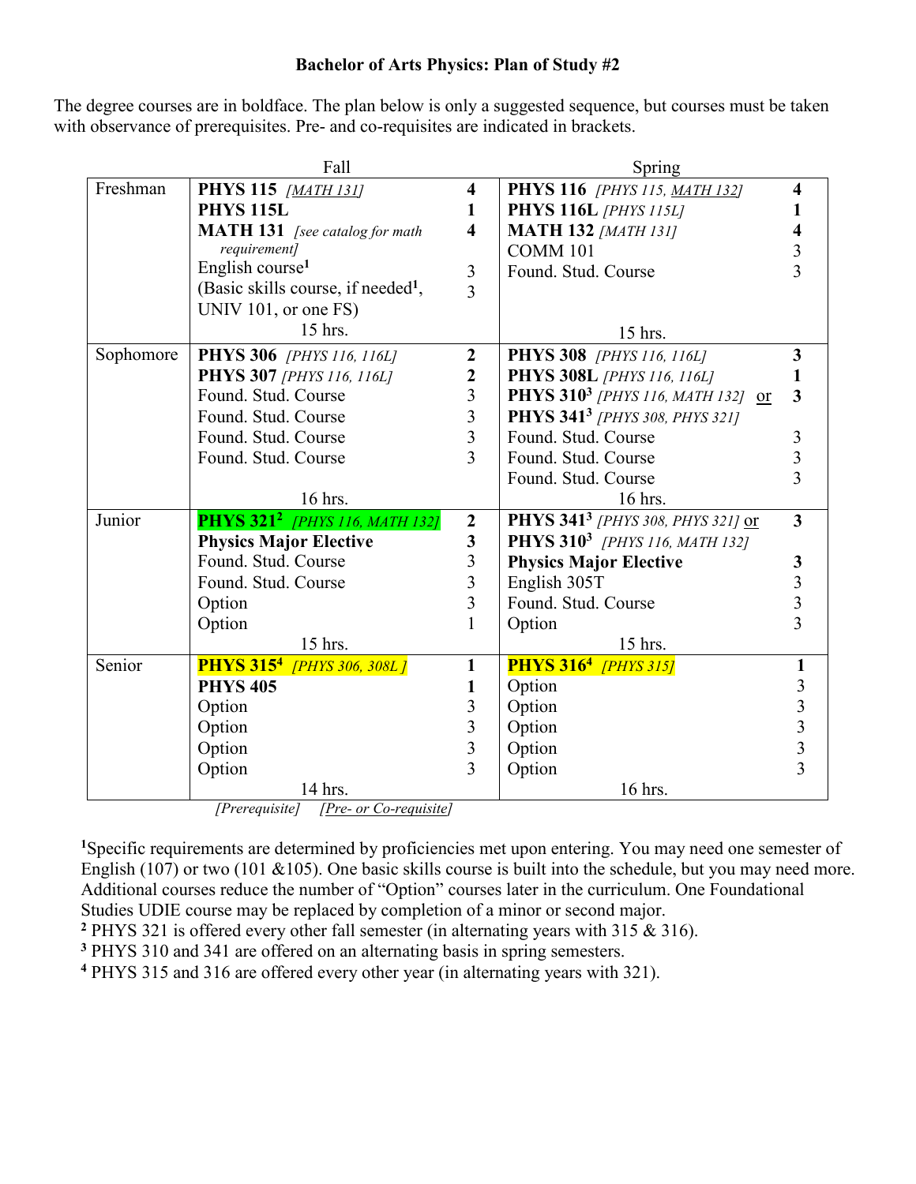# Bachelor of Arts Physics: Plan of Study #2

The degree courses are in boldface. The plan below is only a suggested sequence, but courses must be taken with observance of prerequisites. Pre- and co-requisites are indicated in brackets.

| | Fall | | Spring | |
|---|---|---|---|---|
| Freshman | **PHYS 115** *[MATH 131]* | **4** | **PHYS 116** *[PHYS 115, MATH 132]* | **4** |
| | **PHYS 115L** | **1** | **PHYS 116L** *[PHYS 115L]* | **1** |
| | **MATH 131** *[see catalog for math requirement]* | **4** | **MATH 132** *[MATH 131]* | **4** |
| | English course[1] | 3 | COMM 101 | 3 |
| | (Basic skills course, if needed[1], UNIV 101, or one FS) | 3 | Found. Stud. Course | 3 |
| | 15 hrs. | | 15 hrs. | |
| Sophomore | **PHYS 306** *[PHYS 116, 116L]* | **2** | **PHYS 308** *[PHYS 116, 116L]* | **3** |
| | **PHYS 307** *[PHYS 116, 116L]* | **2** | **PHYS 308L** *[PHYS 116, 116L]* | **1** |
| | Found. Stud. Course | 3 | **PHYS 310**[3] *[PHYS 116, MATH 132]* or **PHYS 341**[3] *[PHYS 308, PHYS 321]* | **3** |
| | Found. Stud. Course | 3 | Found. Stud. Course | 3 |
| | Found. Stud. Course | 3 | Found. Stud. Course | 3 |
| | Found. Stud. Course | 3 | Found. Stud. Course | 3 |
| | 16 hrs. | | 16 hrs. | |
| Junior | **PHYS 321**[2] *[PHYS 116, MATH 132]* | **2** | **PHYS 341**[3] *[PHYS 308, PHYS 321]* or **PHYS 310**[3] *[PHYS 116, MATH 132]* | **3** |
| | **Physics Major Elective** | **3** | **Physics Major Elective** | **3** |
| | Found. Stud. Course | 3 | English 305T | 3 |
| | Found. Stud. Course | 3 | Found. Stud. Course | 3 |
| | Option | 3 | Option | 3 |
| | Option | 1 | | |
| | 15 hrs. | | 15 hrs. | |
| Senior | **PHYS 315**[4] *[PHYS 306, 308L]* | **1** | **PHYS 316**[4] *[PHYS 315]* | **1** |
| | **PHYS 405** | **1** | Option | 3 |
| | Option | 3 | Option | 3 |
| | Option | 3 | Option | 3 |
| | Option | 3 | Option | 3 |
| | Option | 3 | Option | 3 |
| | 14 hrs. | | 16 hrs. | |

*[Prerequisite]* *[Pre- or Co-requisite]*

[1] Specific requirements are determined by proficiencies met upon entering. You may need one semester of English (107) or two (101 &105). One basic skills course is built into the schedule, but you may need more. Additional courses reduce the number of "Option" courses later in the curriculum. One Foundational Studies UDIE course may be replaced by completion of a minor or second major.

[2] PHYS 321 is offered every other fall semester (in alternating years with 315 & 316).

[3] PHYS 310 and 341 are offered on an alternating basis in spring semesters.

[4] PHYS 315 and 316 are offered every other year (in alternating years with 321).